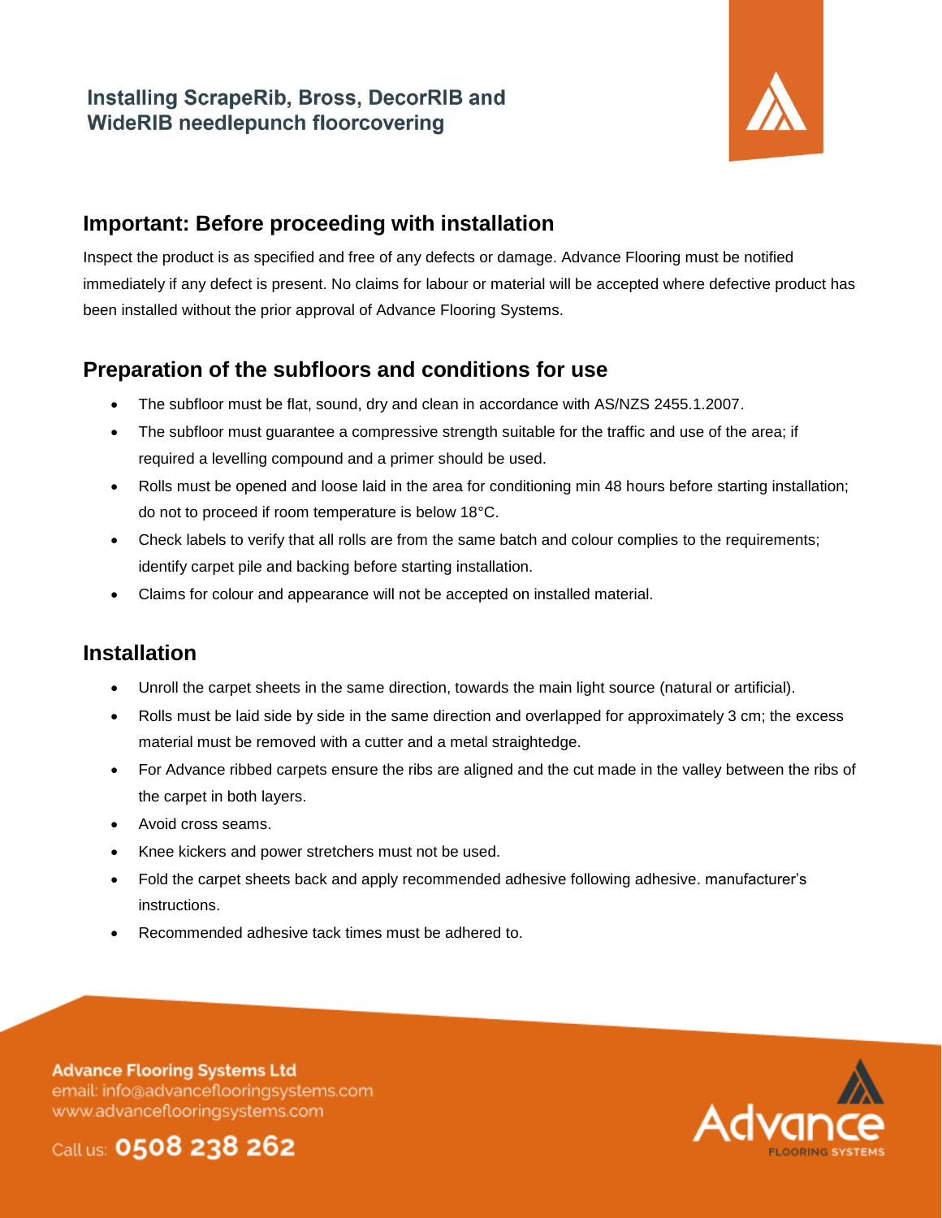# Installing ScrapeRib, Bross, DecorRIB and WideRIB needlepunch floorcovering

## Important: Before proceeding with installation

Inspect the product is as specified and free of any defects or damage. Advance Flooring must be notified immediately if any defect is present. No claims for labour or material will be accepted where defective product has been installed without the prior approval of Advance Flooring Systems.

## Preparation of the subfloors and conditions for use

- The subfloor must be flat, sound, dry and clean in accordance with AS/NZS 2455.1.2007.
- The subfloor must guarantee a compressive strength suitable for the traffic and use of the area; if required a levelling compound and a primer should be used.
- Rolls must be opened and loose laid in the area for conditioning min 48 hours before starting installation; do not to proceed if room temperature is below 18°C.
- Check labels to verify that all rolls are from the same batch and colour complies to the requirements; identify carpet pile and backing before starting installation.
- Claims for colour and appearance will not be accepted on installed material.

## Installation

- Unroll the carpet sheets in the same direction, towards the main light source (natural or artificial).
- Rolls must be laid side by side in the same direction and overlapped for approximately 3 cm; the excess material must be removed with a cutter and a metal straightedge.
- For Advance ribbed carpets ensure the ribs are aligned and the cut made in the valley between the ribs of the carpet in both layers.
- Avoid cross seams.
- Knee kickers and power stretchers must not be used.
- Fold the carpet sheets back and apply recommended adhesive following adhesive. manufacturer's instructions.
- Recommended adhesive tack times must be adhered to.

**Advance Flooring Systems Ltd**
email: info@advanceflooringsystems.com
www.advanceflooringsystems.com

Call us: **0508 238 262**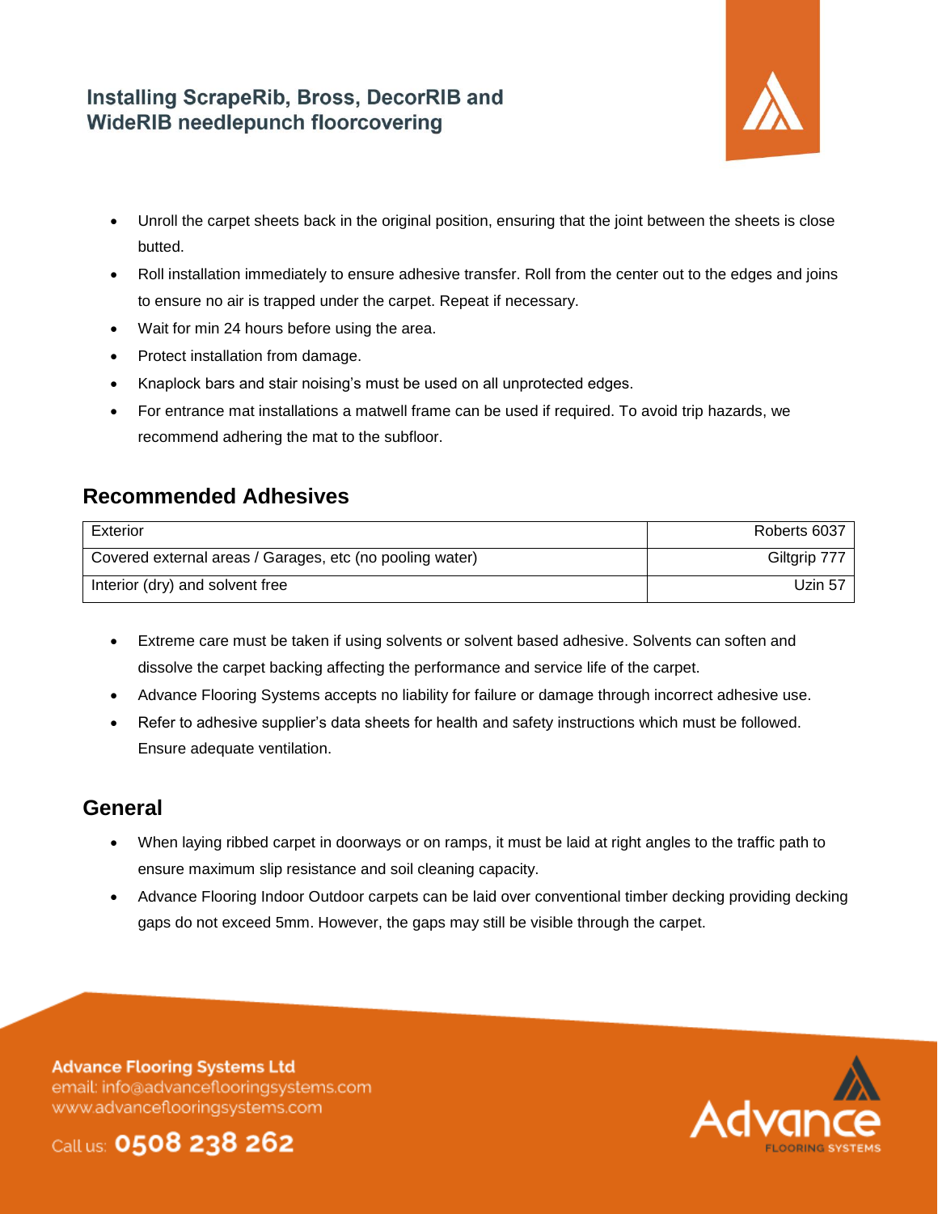- Unroll the carpet sheets back in the original position, ensuring that the joint between the sheets is close butted.
- Roll installation immediately to ensure adhesive transfer. Roll from the center out to the edges and joins to ensure no air is trapped under the carpet. Repeat if necessary.
- Wait for min 24 hours before using the area.
- Protect installation from damage.
- Knaplock bars and stair noising's must be used on all unprotected edges.
- For entrance mat installations a matwell frame can be used if required. To avoid trip hazards, we recommend adhering the mat to the subfloor.

## Recommended Adhesives

| | |
|---|---|
| Exterior | Roberts 6037 |
| Covered external areas / Garages, etc (no pooling water) | Giltgrip 777 |
| Interior (dry) and solvent free | Uzin 57 |

- Extreme care must be taken if using solvents or solvent based adhesive. Solvents can soften and dissolve the carpet backing affecting the performance and service life of the carpet.
- Advance Flooring Systems accepts no liability for failure or damage through incorrect adhesive use.
- Refer to adhesive supplier's data sheets for health and safety instructions which must be followed. Ensure adequate ventilation.

## General

- When laying ribbed carpet in doorways or on ramps, it must be laid at right angles to the traffic path to ensure maximum slip resistance and soil cleaning capacity.
- Advance Flooring Indoor Outdoor carpets can be laid over conventional timber decking providing decking gaps do not exceed 5mm. However, the gaps may still be visible through the carpet.